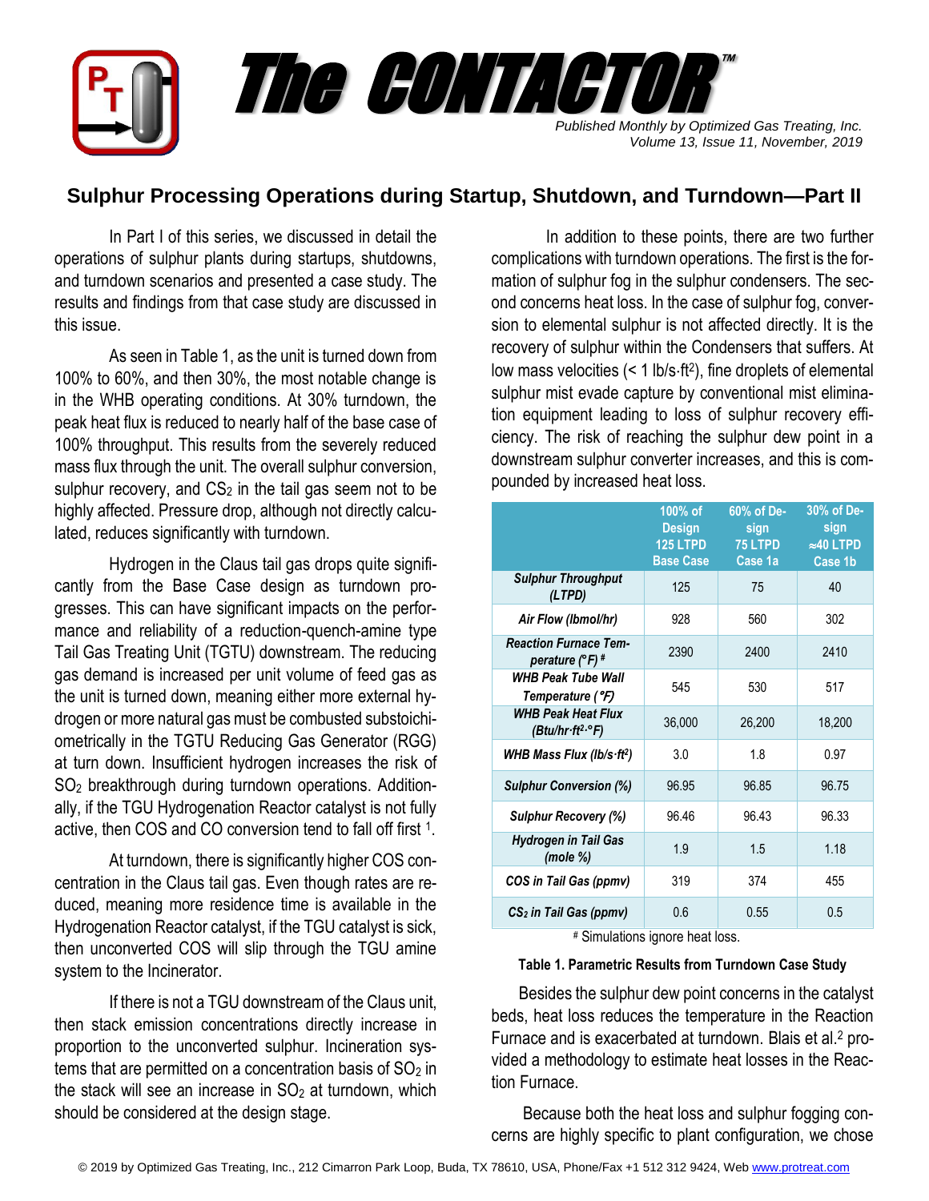# The CONTACTOR™

*Published Monthly by Optimized Gas Treating, Inc.*
*Volume 13, Issue 11, November, 2019*

## Sulphur Processing Operations during Startup, Shutdown, and Turndown—Part II

In Part I of this series, we discussed in detail the operations of sulphur plants during startups, shutdowns, and turndown scenarios and presented a case study. The results and findings from that case study are discussed in this issue.

As seen in Table 1, as the unit is turned down from 100% to 60%, and then 30%, the most notable change is in the WHB operating conditions. At 30% turndown, the peak heat flux is reduced to nearly half of the base case of 100% throughput. This results from the severely reduced mass flux through the unit. The overall sulphur conversion, sulphur recovery, and $CS_2$ in the tail gas seem not to be highly affected. Pressure drop, although not directly calculated, reduces significantly with turndown.

Hydrogen in the Claus tail gas drops quite significantly from the Base Case design as turndown progresses. This can have significant impacts on the performance and reliability of a reduction-quench-amine type Tail Gas Treating Unit (TGTU) downstream. The reducing gas demand is increased per unit volume of feed gas as the unit is turned down, meaning either more external hydrogen or more natural gas must be combusted substoichiometrically in the TGTU Reducing Gas Generator (RGG) at turn down. Insufficient hydrogen increases the risk of $SO_2$ breakthrough during turndown operations. Additionally, if the TGU Hydrogenation Reactor catalyst is not fully active, then COS and CO conversion tend to fall off first [1].

At turndown, there is significantly higher COS concentration in the Claus tail gas. Even though rates are reduced, meaning more residence time is available in the Hydrogenation Reactor catalyst, if the TGU catalyst is sick, then unconverted COS will slip through the TGU amine system to the Incinerator.

If there is not a TGU downstream of the Claus unit, then stack emission concentrations directly increase in proportion to the unconverted sulphur. Incineration systems that are permitted on a concentration basis of $SO_2$ in the stack will see an increase in $SO_2$ at turndown, which should be considered at the design stage.

In addition to these points, there are two further complications with turndown operations. The first is the formation of sulphur fog in the sulphur condensers. The second concerns heat loss. In the case of sulphur fog, conversion to elemental sulphur is not affected directly. It is the recovery of sulphur within the Condensers that suffers. At low mass velocities (< 1 lb/s·ft²), fine droplets of elemental sulphur mist evade capture by conventional mist elimination equipment leading to loss of sulphur recovery efficiency. The risk of reaching the sulphur dew point in a downstream sulphur converter increases, and this is compounded by increased heat loss.

| | 100% of Design 125 LTPD Base Case | 60% of Design 75 LTPD Case 1a | 30% of Design ≈40 LTPD Case 1b |
|---|---|---|---|
| *Sulphur Throughput (LTPD)* | 125 | 75 | 40 |
| *Air Flow (lbmol/hr)* | 928 | 560 | 302 |
| *Reaction Furnace Temperature (°F)* # | 2390 | 2400 | 2410 |
| *WHB Peak Tube Wall Temperature (°F)* | 545 | 530 | 517 |
| *WHB Peak Heat Flux (Btu/hr·ft²·°F)* | 36,000 | 26,200 | 18,200 |
| *WHB Mass Flux (lb/s·ft²)* | 3.0 | 1.8 | 0.97 |
| *Sulphur Conversion (%)* | 96.95 | 96.85 | 96.75 |
| *Sulphur Recovery (%)* | 96.46 | 96.43 | 96.33 |
| *Hydrogen in Tail Gas (mole %)* | 1.9 | 1.5 | 1.18 |
| *COS in Tail Gas (ppmv)* | 319 | 374 | 455 |
| *$CS_2$ in Tail Gas (ppmv)* | 0.6 | 0.55 | 0.5 |

# Simulations ignore heat loss.

**Table 1. Parametric Results from Turndown Case Study**

Besides the sulphur dew point concerns in the catalyst beds, heat loss reduces the temperature in the Reaction Furnace and is exacerbated at turndown. Blais et al.[2] provided a methodology to estimate heat losses in the Reaction Furnace.

Because both the heat loss and sulphur fogging concerns are highly specific to plant configuration, we chose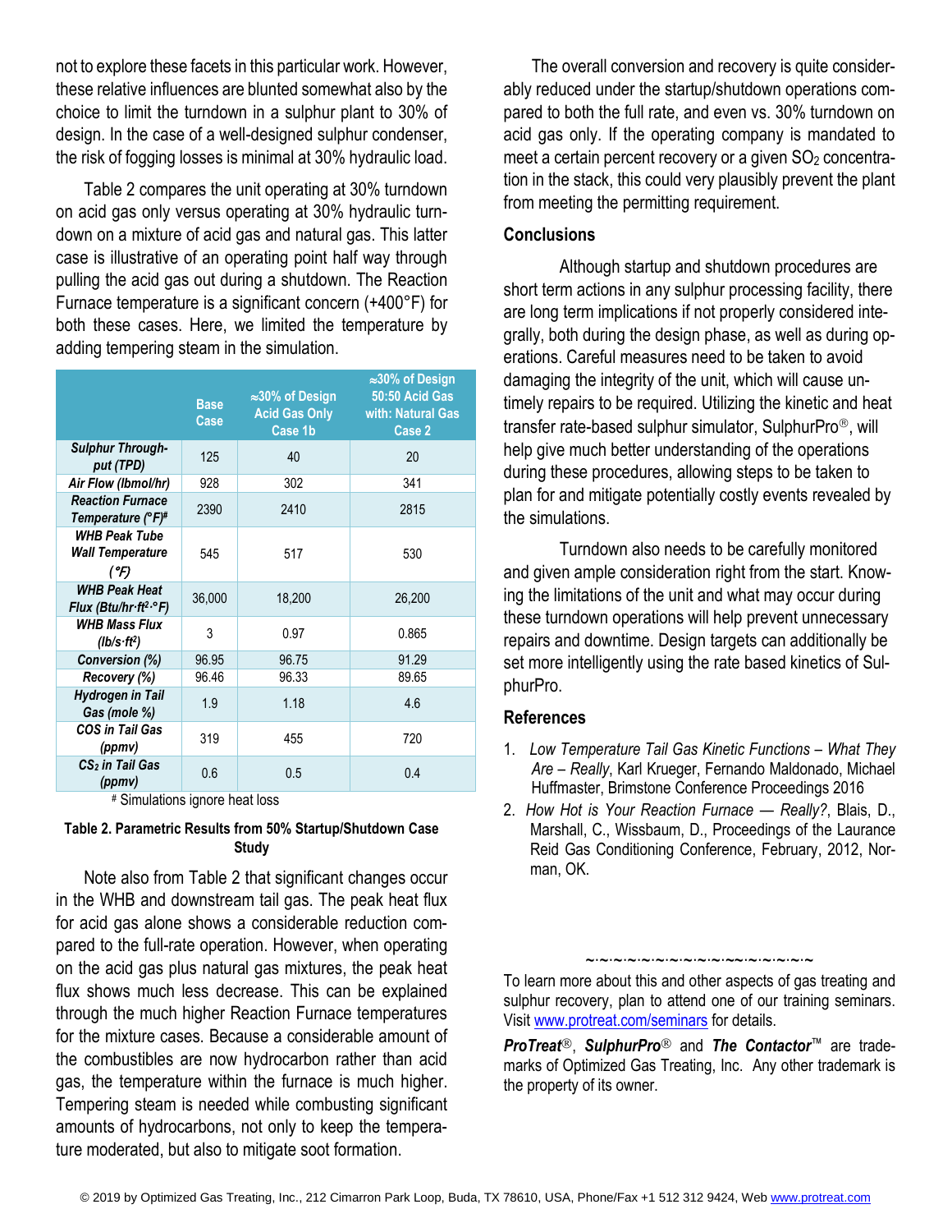not to explore these facets in this particular work. However, these relative influences are blunted somewhat also by the choice to limit the turndown in a sulphur plant to 30% of design. In the case of a well-designed sulphur condenser, the risk of fogging losses is minimal at 30% hydraulic load.

Table 2 compares the unit operating at 30% turndown on acid gas only versus operating at 30% hydraulic turndown on a mixture of acid gas and natural gas. This latter case is illustrative of an operating point half way through pulling the acid gas out during a shutdown. The Reaction Furnace temperature is a significant concern (+400°F) for both these cases. Here, we limited the temperature by adding tempering steam in the simulation.

| | Base Case | ≈30% of Design Acid Gas Only Case 1b | ≈30% of Design 50:50 Acid Gas with: Natural Gas Case 2 |
|---|---|---|---|
| *Sulphur Throughput (TPD)* | 125 | 40 | 20 |
| *Air Flow (lbmol/hr)* | 928 | 302 | 341 |
| *Reaction Furnace Temperature (°F)#* | 2390 | 2410 | 2815 |
| *WHB Peak Tube Wall Temperature (°F)* | 545 | 517 | 530 |
| *WHB Peak Heat Flux (Btu/hr·ft²·°F)* | 36,000 | 18,200 | 26,200 |
| *WHB Mass Flux (lb/s·ft²)* | 3 | 0.97 | 0.865 |
| *Conversion (%)* | 96.95 | 96.75 | 91.29 |
| *Recovery (%)* | 96.46 | 96.33 | 89.65 |
| *Hydrogen in Tail Gas (mole %)* | 1.9 | 1.18 | 4.6 |
| *COS in Tail Gas (ppmv)* | 319 | 455 | 720 |
| *$CS_2$ in Tail Gas (ppmv)* | 0.6 | 0.5 | 0.4 |

# Simulations ignore heat loss

**Table 2. Parametric Results from 50% Startup/Shutdown Case Study**

Note also from Table 2 that significant changes occur in the WHB and downstream tail gas. The peak heat flux for acid gas alone shows a considerable reduction compared to the full-rate operation. However, when operating on the acid gas plus natural gas mixtures, the peak heat flux shows much less decrease. This can be explained through the much higher Reaction Furnace temperatures for the mixture cases. Because a considerable amount of the combustibles are now hydrocarbon rather than acid gas, the temperature within the furnace is much higher. Tempering steam is needed while combusting significant amounts of hydrocarbons, not only to keep the temperature moderated, but also to mitigate soot formation.

The overall conversion and recovery is quite considerably reduced under the startup/shutdown operations compared to both the full rate, and even vs. 30% turndown on acid gas only. If the operating company is mandated to meet a certain percent recovery or a given $SO_2$ concentration in the stack, this could very plausibly prevent the plant from meeting the permitting requirement.

## Conclusions

Although startup and shutdown procedures are short term actions in any sulphur processing facility, there are long term implications if not properly considered integrally, both during the design phase, as well as during operations. Careful measures need to be taken to avoid damaging the integrity of the unit, which will cause untimely repairs to be required. Utilizing the kinetic and heat transfer rate-based sulphur simulator, SulphurPro®, will help give much better understanding of the operations during these procedures, allowing steps to be taken to plan for and mitigate potentially costly events revealed by the simulations.

Turndown also needs to be carefully monitored and given ample consideration right from the start. Knowing the limitations of the unit and what may occur during these turndown operations will help prevent unnecessary repairs and downtime. Design targets can additionally be set more intelligently using the rate based kinetics of SulphurPro.

## References

1. *Low Temperature Tail Gas Kinetic Functions – What They Are – Really*, Karl Krueger, Fernando Maldonado, Michael Huffmaster, Brimstone Conference Proceedings 2016
2. *How Hot is Your Reaction Furnace — Really?*, Blais, D., Marshall, C., Wissbaum, D., Proceedings of the Laurance Reid Gas Conditioning Conference, February, 2012, Norman, OK.

~·~·~·~·~·~·~·~·~·~·~·~·~·~·~·~·~

To learn more about this and other aspects of gas treating and sulphur recovery, plan to attend one of our training seminars. Visit www.protreat.com/seminars for details.

***ProTreat***®, ***SulphurPro***® and ***The Contactor***™ are trademarks of Optimized Gas Treating, Inc. Any other trademark is the property of its owner.